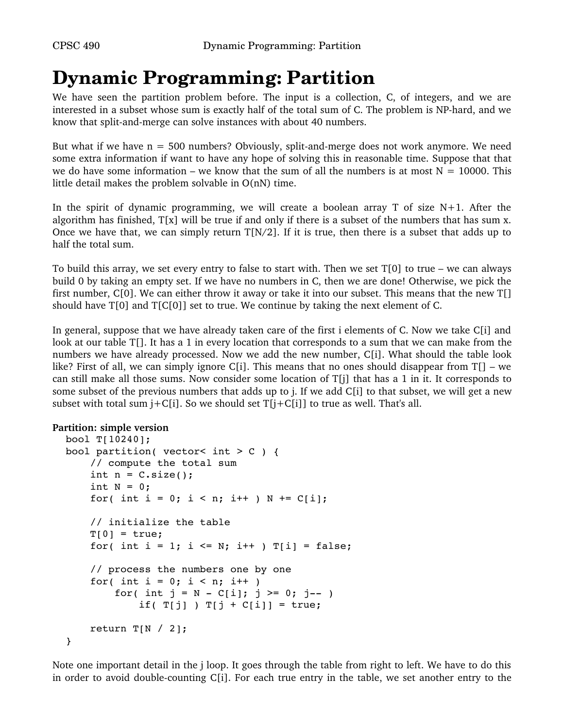# Dynamic Programming: Partition

We have seen the partition problem before. The input is a collection, C, of integers, and we are interested in a subset whose sum is exactly half of the total sum of C. The problem is NP-hard, and we know that split-and-merge can solve instances with about 40 numbers.

But what if we have n = 500 numbers? Obviously, split-and-merge does not work anymore. We need some extra information if want to have any hope of solving this in reasonable time. Suppose that that we do have some information – we know that the sum of all the numbers is at most N = 10000. This little detail makes the problem solvable in O(nN) time.

In the spirit of dynamic programming, we will create a boolean array T of size N+1. After the algorithm has finished, T[x] will be true if and only if there is a subset of the numbers that has sum x. Once we have that, we can simply return T[N/2]. If it is true, then there is a subset that adds up to half the total sum.

To build this array, we set every entry to false to start with. Then we set T[0] to true – we can always build 0 by taking an empty set. If we have no numbers in C, then we are done! Otherwise, we pick the first number, C[0]. We can either throw it away or take it into our subset. This means that the new T[] should have T[0] and T[C[0]] set to true. We continue by taking the next element of C.

In general, suppose that we have already taken care of the first i elements of C. Now we take C[i] and look at our table T[]. It has a 1 in every location that corresponds to a sum that we can make from the numbers we have already processed. Now we add the new number, C[i]. What should the table look like? First of all, we can simply ignore C[i]. This means that no ones should disappear from T[] – we can still make all those sums. Now consider some location of T[j] that has a 1 in it. It corresponds to some subset of the previous numbers that adds up to j. If we add C[i] to that subset, we will get a new subset with total sum j+C[i]. So we should set T[j+C[i]] to true as well. That's all.

**Partition: simple version**

```
bool T[10240];
bool partition( vector< int > C ) {
    // compute the total sum
    int n = C.size();
    int N = 0;
    for( int i = 0; i < n; i++ ) N += C[i];

    // initialize the table
    T[0] = true;
    for( int i = 1; i <= N; i++ ) T[i] = false;

    // process the numbers one by one
    for( int i = 0; i < n; i++ )
        for( int j = N - C[i]; j >= 0; j-- )
            if( T[j] ) T[j + C[i]] = true;

    return T[N / 2];
}
```

Note one important detail in the j loop. It goes through the table from right to left. We have to do this in order to avoid double-counting C[i]. For each true entry in the table, we set another entry to the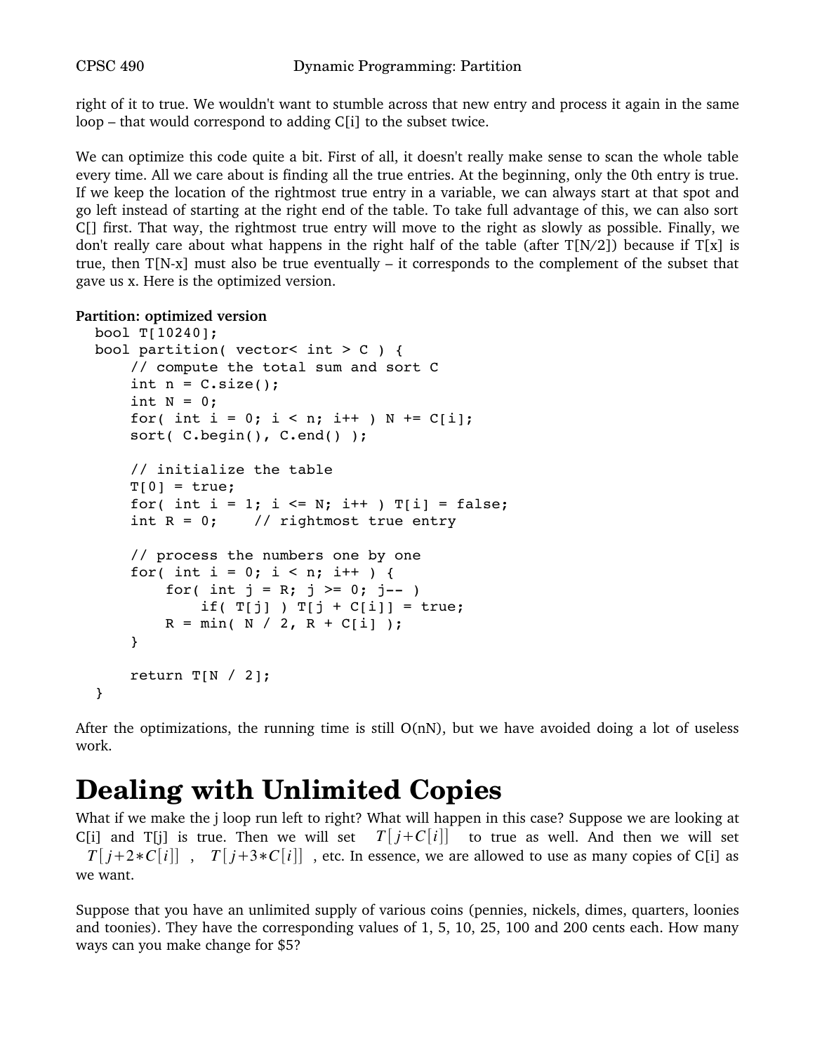right of it to true. We wouldn't want to stumble across that new entry and process it again in the same loop – that would correspond to adding C[i] to the subset twice.

We can optimize this code quite a bit. First of all, it doesn't really make sense to scan the whole table every time. All we care about is finding all the true entries. At the beginning, only the 0th entry is true. If we keep the location of the rightmost true entry in a variable, we can always start at that spot and go left instead of starting at the right end of the table. To take full advantage of this, we can also sort C[] first. That way, the rightmost true entry will move to the right as slowly as possible. Finally, we don't really care about what happens in the right half of the table (after T[N/2]) because if T[x] is true, then T[N-x] must also be true eventually – it corresponds to the complement of the subset that gave us x. Here is the optimized version.

**Partition: optimized version**

```
bool T[10240];
bool partition( vector< int > C ) {
    // compute the total sum and sort C
    int n = C.size();
    int N = 0;
    for( int i = 0; i < n; i++ ) N += C[i];
    sort( C.begin(), C.end() );

    // initialize the table
    T[0] = true;
    for( int i = 1; i <= N; i++ ) T[i] = false;
    int R = 0;    // rightmost true entry

    // process the numbers one by one
    for( int i = 0; i < n; i++ ) {
        for( int j = R; j >= 0; j-- )
            if( T[j] ) T[j + C[i]] = true;
        R = min( N / 2, R + C[i] );
    }

    return T[N / 2];
}
```

After the optimizations, the running time is still O(nN), but we have avoided doing a lot of useless work.

# Dealing with Unlimited Copies

What if we make the j loop run left to right? What will happen in this case? Suppose we are looking at C[i] and T[j] is true. Then we will set $T[j+C[i]]$ to true as well. And then we will set $T[j+2*C[i]]$, $T[j+3*C[i]]$, etc. In essence, we are allowed to use as many copies of C[i] as we want.

Suppose that you have an unlimited supply of various coins (pennies, nickels, dimes, quarters, loonies and toonies). They have the corresponding values of 1, 5, 10, 25, 100 and 200 cents each. How many ways can you make change for $5?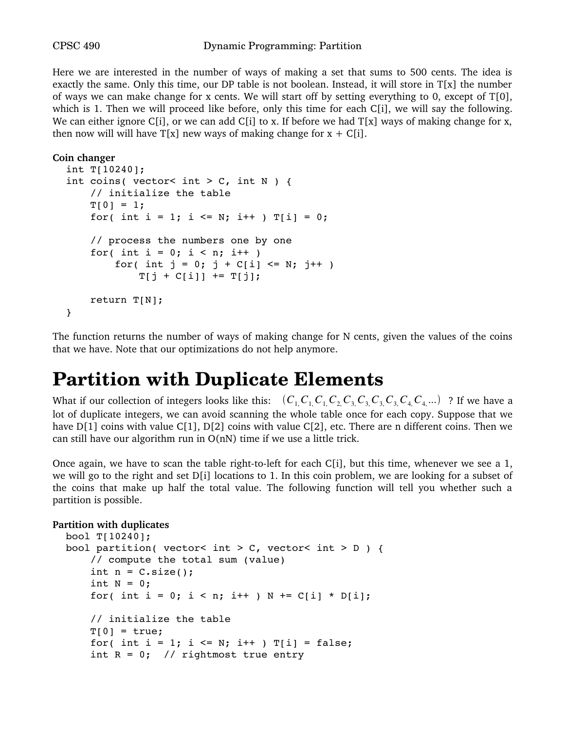Here we are interested in the number of ways of making a set that sums to 500 cents. The idea is exactly the same. Only this time, our DP table is not boolean. Instead, it will store in T[x] the number of ways we can make change for x cents. We will start off by setting everything to 0, except of T[0], which is 1. Then we will proceed like before, only this time for each C[i], we will say the following. We can either ignore C[i], or we can add C[i] to x. If before we had T[x] ways of making change for x, then now will will have T[x] new ways of making change for x + C[i].

**Coin changer**

```
int T[10240];
int coins( vector< int > C, int N ) {
    // initialize the table
    T[0] = 1;
    for( int i = 1; i <= N; i++ ) T[i] = 0;

    // process the numbers one by one
    for( int i = 0; i < n; i++ )
        for( int j = 0; j + C[i] <= N; j++ )
            T[j + C[i]] += T[j];

    return T[N];
}
```

The function returns the number of ways of making change for N cents, given the values of the coins that we have. Note that our optimizations do not help anymore.

# Partition with Duplicate Elements

What if our collection of integers looks like this: $(C_1, C_1, C_1, C_2, C_3, C_3, C_3, C_3, C_4, C_4, ...)$ ? If we have a lot of duplicate integers, we can avoid scanning the whole table once for each copy. Suppose that we have D[1] coins with value C[1], D[2] coins with value C[2], etc. There are n different coins. Then we can still have our algorithm run in O(nN) time if we use a little trick.

Once again, we have to scan the table right-to-left for each C[i], but this time, whenever we see a 1, we will go to the right and set D[i] locations to 1. In this coin problem, we are looking for a subset of the coins that make up half the total value. The following function will tell you whether such a partition is possible.

**Partition with duplicates**

```
bool T[10240];
bool partition( vector< int > C, vector< int > D ) {
    // compute the total sum (value)
    int n = C.size();
    int N = 0;
    for( int i = 0; i < n; i++ ) N += C[i] * D[i];

    // initialize the table
    T[0] = true;
    for( int i = 1; i <= N; i++ ) T[i] = false;
    int R = 0;  // rightmost true entry
```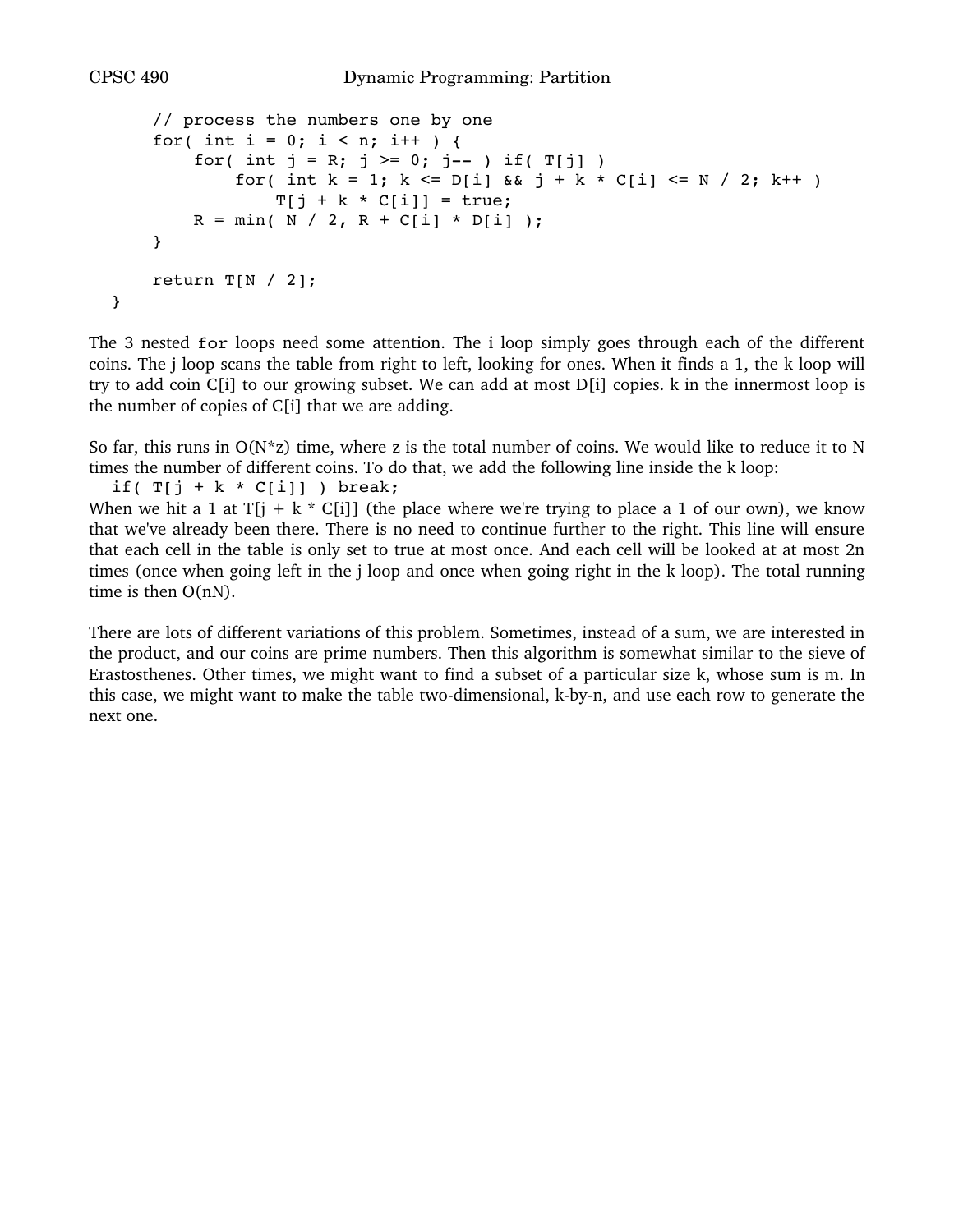```
    // process the numbers one by one
    for( int i = 0; i < n; i++ ) {
        for( int j = R; j >= 0; j-- ) if( T[j] )
            for( int k = 1; k <= D[i] && j + k * C[i] <= N / 2; k++ )
                T[j + k * C[i]] = true;
        R = min( N / 2, R + C[i] * D[i] );
    }

    return T[N / 2];
}
```

The 3 nested `for` loops need some attention. The i loop simply goes through each of the different coins. The j loop scans the table from right to left, looking for ones. When it finds a 1, the k loop will try to add coin C[i] to our growing subset. We can add at most D[i] copies. k in the innermost loop is the number of copies of C[i] that we are adding.

So far, this runs in O(N*z) time, where z is the total number of coins. We would like to reduce it to N times the number of different coins. To do that, we add the following line inside the k loop:

```
if( T[j + k * C[i]] ) break;
```

When we hit a 1 at T[j + k * C[i]] (the place where we're trying to place a 1 of our own), we know that we've already been there. There is no need to continue further to the right. This line will ensure that each cell in the table is only set to true at most once. And each cell will be looked at at most 2n times (once when going left in the j loop and once when going right in the k loop). The total running time is then O(nN).

There are lots of different variations of this problem. Sometimes, instead of a sum, we are interested in the product, and our coins are prime numbers. Then this algorithm is somewhat similar to the sieve of Erastosthenes. Other times, we might want to find a subset of a particular size k, whose sum is m. In this case, we might want to make the table two-dimensional, k-by-n, and use each row to generate the next one.